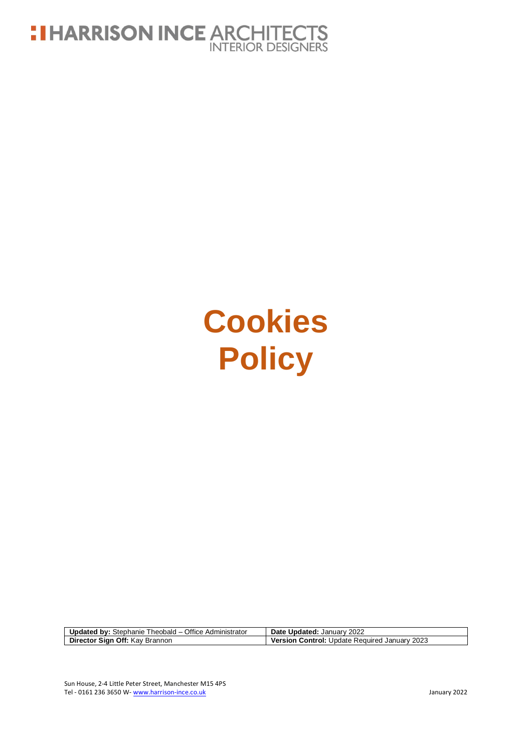HARRISON INCE ARCHITECTS
INTERIOR DESIGNERS

# Cookies Policy

| **Updated by:** Stephanie Theobald – Office Administrator | **Date Updated:** January 2022 |
| --- | --- |
| **Director Sign Off:** Kay Brannon | **Version Control:** Update Required January 2023 |

Sun House, 2-4 Little Peter Street, Manchester M15 4PS
Tel - 0161 236 3650 W- www.harrison-ince.co.uk

January 2022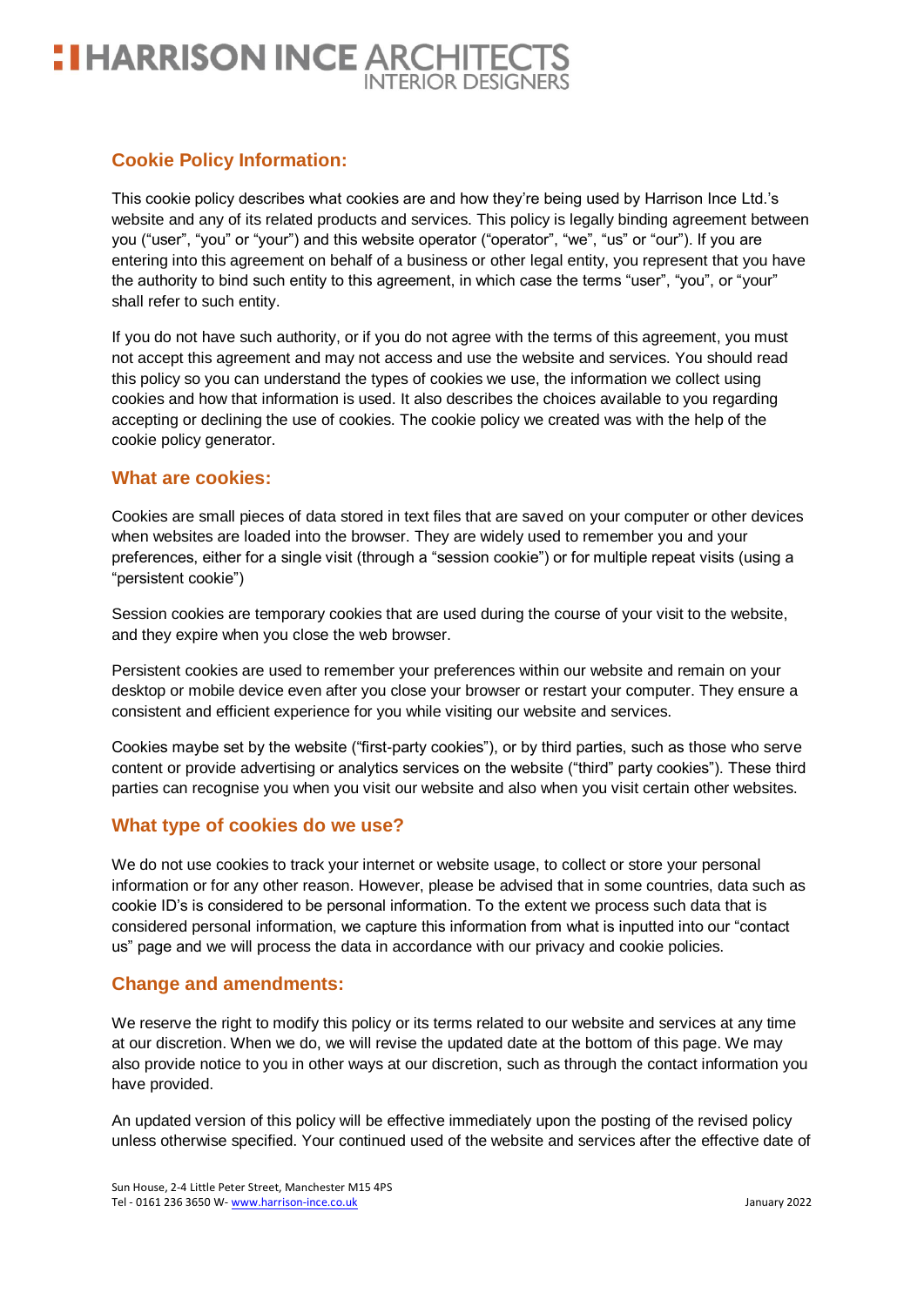## Cookie Policy Information:

This cookie policy describes what cookies are and how they're being used by Harrison Ince Ltd.'s website and any of its related products and services. This policy is legally binding agreement between you ("user", "you" or "your") and this website operator ("operator", "we", "us" or "our"). If you are entering into this agreement on behalf of a business or other legal entity, you represent that you have the authority to bind such entity to this agreement, in which case the terms "user", "you", or "your" shall refer to such entity.

If you do not have such authority, or if you do not agree with the terms of this agreement, you must not accept this agreement and may not access and use the website and services. You should read this policy so you can understand the types of cookies we use, the information we collect using cookies and how that information is used. It also describes the choices available to you regarding accepting or declining the use of cookies. The cookie policy we created was with the help of the cookie policy generator.

## What are cookies:

Cookies are small pieces of data stored in text files that are saved on your computer or other devices when websites are loaded into the browser. They are widely used to remember you and your preferences, either for a single visit (through a "session cookie") or for multiple repeat visits (using a "persistent cookie")

Session cookies are temporary cookies that are used during the course of your visit to the website, and they expire when you close the web browser.

Persistent cookies are used to remember your preferences within our website and remain on your desktop or mobile device even after you close your browser or restart your computer. They ensure a consistent and efficient experience for you while visiting our website and services.

Cookies maybe set by the website ("first-party cookies"), or by third parties, such as those who serve content or provide advertising or analytics services on the website ("third" party cookies"). These third parties can recognise you when you visit our website and also when you visit certain other websites.

## What type of cookies do we use?

We do not use cookies to track your internet or website usage, to collect or store your personal information or for any other reason. However, please be advised that in some countries, data such as cookie ID's is considered to be personal information. To the extent we process such data that is considered personal information, we capture this information from what is inputted into our "contact us" page and we will process the data in accordance with our privacy and cookie policies.

## Change and amendments:

We reserve the right to modify this policy or its terms related to our website and services at any time at our discretion. When we do, we will revise the updated date at the bottom of this page. We may also provide notice to you in other ways at our discretion, such as through the contact information you have provided.

An updated version of this policy will be effective immediately upon the posting of the revised policy unless otherwise specified. Your continued used of the website and services after the effective date of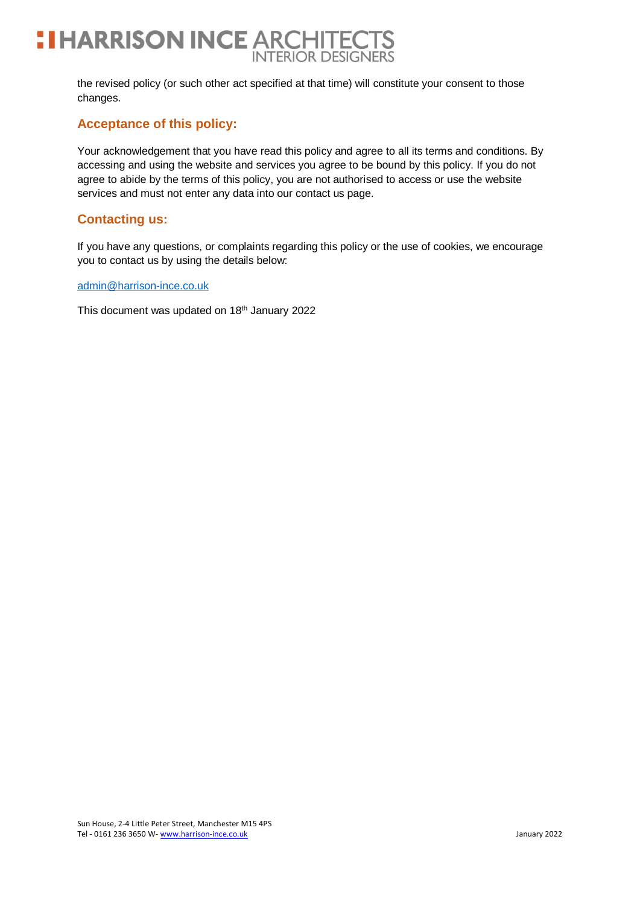the revised policy (or such other act specified at that time) will constitute your consent to those changes.

## Acceptance of this policy:

Your acknowledgement that you have read this policy and agree to all its terms and conditions. By accessing and using the website and services you agree to be bound by this policy. If you do not agree to abide by the terms of this policy, you are not authorised to access or use the website services and must not enter any data into our contact us page.

## Contacting us:

If you have any questions, or complaints regarding this policy or the use of cookies, we encourage you to contact us by using the details below:

admin@harrison-ince.co.uk

This document was updated on 18th January 2022